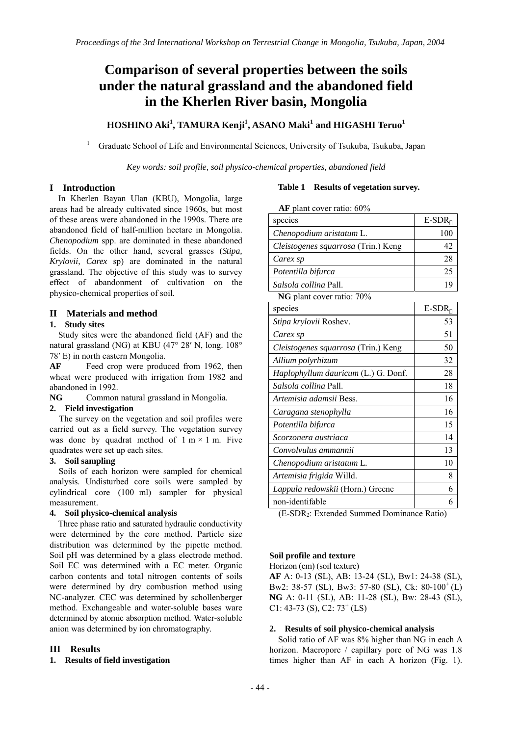# Comparison of several properties between the soils under the natural grassland and the abandoned field in the Kherlen River basin, Mongolia

**HOSHINO Aki[1], TAMURA Kenji[1], ASANO Maki[1] and HIGASHI Teruo[1]**

[1] Graduate School of Life and Environmental Sciences, University of Tsukuba, Tsukuba, Japan

*Key words: soil profile, soil physico-chemical properties, abandoned field*

## I Introduction

In Kherlen Bayan Ulan (KBU), Mongolia, large areas had be already cultivated since 1960s, but most of these areas were abandoned in the 1990s. There are abandoned field of half-million hectare in Mongolia. *Chenopodium* spp. are dominated in these abandoned fields. On the other hand, several grasses (*Stipa, Krylovii, Carex* sp) are dominated in the natural grassland. The objective of this study was to survey effect of abandonment of cultivation on the physico-chemical properties of soil.

## II Materials and method

### 1. Study sites

Study sites were the abandoned field (AF) and the natural grassland (NG) at KBU (47° 28′ N, long. 108° 78′ E) in north eastern Mongolia.

**AF** Feed crop were produced from 1962, then wheat were produced with irrigation from 1982 and abandoned in 1992.

**NG** Common natural grassland in Mongolia.

### 2. Field investigation

The survey on the vegetation and soil profiles were carried out as a field survey. The vegetation survey was done by quadrat method of 1 m × 1 m. Five quadrates were set up each sites.

### 3. Soil sampling

Soils of each horizon were sampled for chemical analysis. Undisturbed core soils were sampled by cylindrical core (100 ml) sampler for physical measurement.

### 4. Soil physico-chemical analysis

Three phase ratio and saturated hydraulic conductivity were determined by the core method. Particle size distribution was determined by the pipette method. Soil pH was determined by a glass electrode method. Soil EC was determined with a EC meter. Organic carbon contents and total nitrogen contents of soils were determined by dry combustion method using NC-analyzer. CEC was determined by schollenberger method. Exchangeable and water-soluble bases ware determined by atomic absorption method. Water-soluble anion was determined by ion chromatography.

## III Results

### 1. Results of field investigation

**Table 1 Results of vegetation survey.**

**AF** plant cover ratio: 60%

| species | E-SDR$_2$ |
|---|---|
| *Chenopodium aristatum* L. | 100 |
| *Cleistogenes squarrosa* (Trin.) Keng | 42 |
| *Carex sp* | 28 |
| *Potentilla bifurca* | 25 |
| *Salsola collina* Pall. | 19 |

**NG** plant cover ratio: 70%

| species | E-SDR$_2$ |
|---|---|
| *Stipa krylovii* Roshev. | 53 |
| *Carex sp* | 51 |
| *Cleistogenes squarrosa* (Trin.) Keng | 50 |
| *Allium polyrhizum* | 32 |
| *Haplophyllum dauricum* (L.) G. Donf. | 28 |
| *Salsola collina* Pall. | 18 |
| *Artemisia adamsii* Bess. | 16 |
| *Caragana stenophylla* | 16 |
| *Potentilla bifurca* | 15 |
| *Scorzonera austriaca* | 14 |
| *Convolvulus ammannii* | 13 |
| *Chenopodium aristatum* L. | 10 |
| *Artemisia frigida* Willd. | 8 |
| *Lappula redowskii* (Horn.) Greene | 6 |
| non-identifable | 6 |

(E-SDR$_2$: Extended Summed Dominance Ratio)

**Soil profile and texture**

Horizon (cm) (soil texture)

**AF** A: 0-13 (SL), AB: 13-24 (SL), Bw1: 24-38 (SL), Bw2: 38-57 (SL), Bw3: 57-80 (SL), Ck: 80-100$^+$ (L)

**NG** A: 0-11 (SL), AB: 11-28 (SL), Bw: 28-43 (SL), C1: 43-73 (S), C2: 73$^+$ (LS)

### 2. Results of soil physico-chemical analysis

Solid ratio of AF was 8% higher than NG in each A horizon. Macropore / capillary pore of NG was 1.8 times higher than AF in each A horizon (Fig. 1).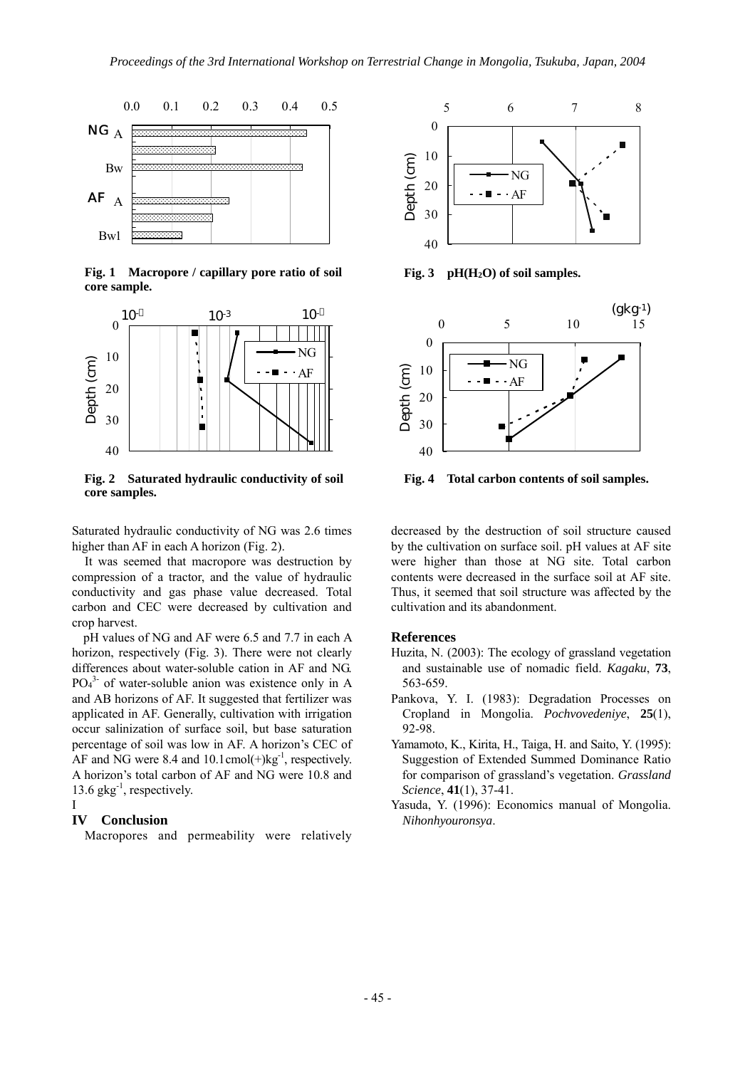0.0 0.1 0.2 0.3 0.4 0.5

NG A

Bw

AF A

Bw1

**Fig. 1 Macropore / capillary pore ratio of soil core sample.**

10⁻⁴ 10⁻³ 10⁻²

Depth (cm)

0 10 20 30 40

NG

AF

**Fig. 2 Saturated hydraulic conductivity of soil core samples.**

5 6 7 8

Depth (cm)

0 10 20 30 40

NG

AF

**Fig. 3 pH($H_2O$) of soil samples.**

(gkg-1)

0 5 10 15

Depth (cm)

0 10 20 30 40

NG

AF

**Fig. 4 Total carbon contents of soil samples.**

Saturated hydraulic conductivity of NG was 2.6 times higher than AF in each A horizon (Fig. 2).

It was seemed that macropore was destruction by compression of a tractor, and the value of hydraulic conductivity and gas phase value decreased. Total carbon and CEC were decreased by cultivation and crop harvest.

pH values of NG and AF were 6.5 and 7.7 in each A horizon, respectively (Fig. 3). There were not clearly differences about water-soluble cation in AF and NG. $PO_4^{3-}$ of water-soluble anion was existence only in A and AB horizons of AF. It suggested that fertilizer was applicated in AF. Generally, cultivation with irrigation occur salinization of surface soil, but base saturation percentage of soil was low in AF. A horizon's CEC of AF and NG were 8.4 and 10.1cmol(+)$kg^{-1}$, respectively. A horizon's total carbon of AF and NG were 10.8 and 13.6 $gkg^{-1}$, respectively.

I

## IV Conclusion

Macropores and permeability were relatively decreased by the destruction of soil structure caused by the cultivation on surface soil. pH values at AF site were higher than those at NG site. Total carbon contents were decreased in the surface soil at AF site. Thus, it seemed that soil structure was affected by the cultivation and its abandonment.

### References

Huzita, N. (2003): The ecology of grassland vegetation and sustainable use of nomadic field. *Kagaku*, **73**, 563-659.

Pankova, Y. I. (1983): Degradation Processes on Cropland in Mongolia. *Pochvovedeniye*, **25**(1), 92-98.

Yamamoto, K., Kirita, H., Taiga, H. and Saito, Y. (1995): Suggestion of Extended Summed Dominance Ratio for comparison of grassland's vegetation. *Grassland Science*, **41**(1), 37-41.

Yasuda, Y. (1996): Economics manual of Mongolia. *Nihonhyouronsya*.